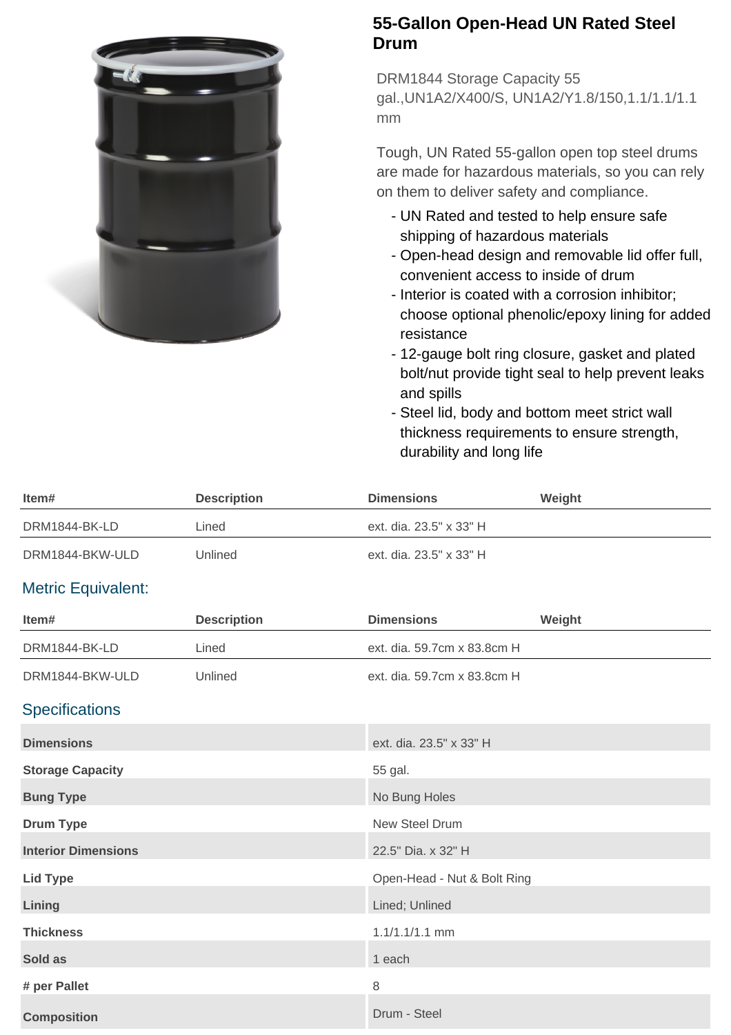# 55-Gallon Open-Head UN Rated Steel Drum

DRM1844 Storage Capacity 55 gal.,UN1A2/X400/S, UN1A2/Y1.8/150,1.1/1.1/1.1 mm

Tough, UN Rated 55-gallon open top steel drums are made for hazardous materials, so you can rely on them to deliver safety and compliance.

- UN Rated and tested to help ensure safe shipping of hazardous materials
- Open-head design and removable lid offer full, convenient access to inside of drum
- Interior is coated with a corrosion inhibitor; choose optional phenolic/epoxy lining for added resistance
- 12-gauge bolt ring closure, gasket and plated bolt/nut provide tight seal to help prevent leaks and spills
- Steel lid, body and bottom meet strict wall thickness requirements to ensure strength, durability and long life

| Item# | Description | Dimensions | Weight |
|---|---|---|---|
| DRM1844-BK-LD | Lined | ext. dia. 23.5" x 33" H | |
| DRM1844-BKW-ULD | Unlined | ext. dia. 23.5" x 33" H | |

## Metric Equivalent:

| Item# | Description | Dimensions | Weight |
|---|---|---|---|
| DRM1844-BK-LD | Lined | ext. dia. 59.7cm x 83.8cm H | |
| DRM1844-BKW-ULD | Unlined | ext. dia. 59.7cm x 83.8cm H | |

## Specifications

| | |
|---|---|
| **Dimensions** | ext. dia. 23.5" x 33" H |
| **Storage Capacity** | 55 gal. |
| **Bung Type** | No Bung Holes |
| **Drum Type** | New Steel Drum |
| **Interior Dimensions** | 22.5" Dia. x 32" H |
| **Lid Type** | Open-Head - Nut & Bolt Ring |
| **Lining** | Lined; Unlined |
| **Thickness** | 1.1/1.1/1.1 mm |
| **Sold as** | 1 each |
| **# per Pallet** | 8 |
| **Composition** | Drum - Steel |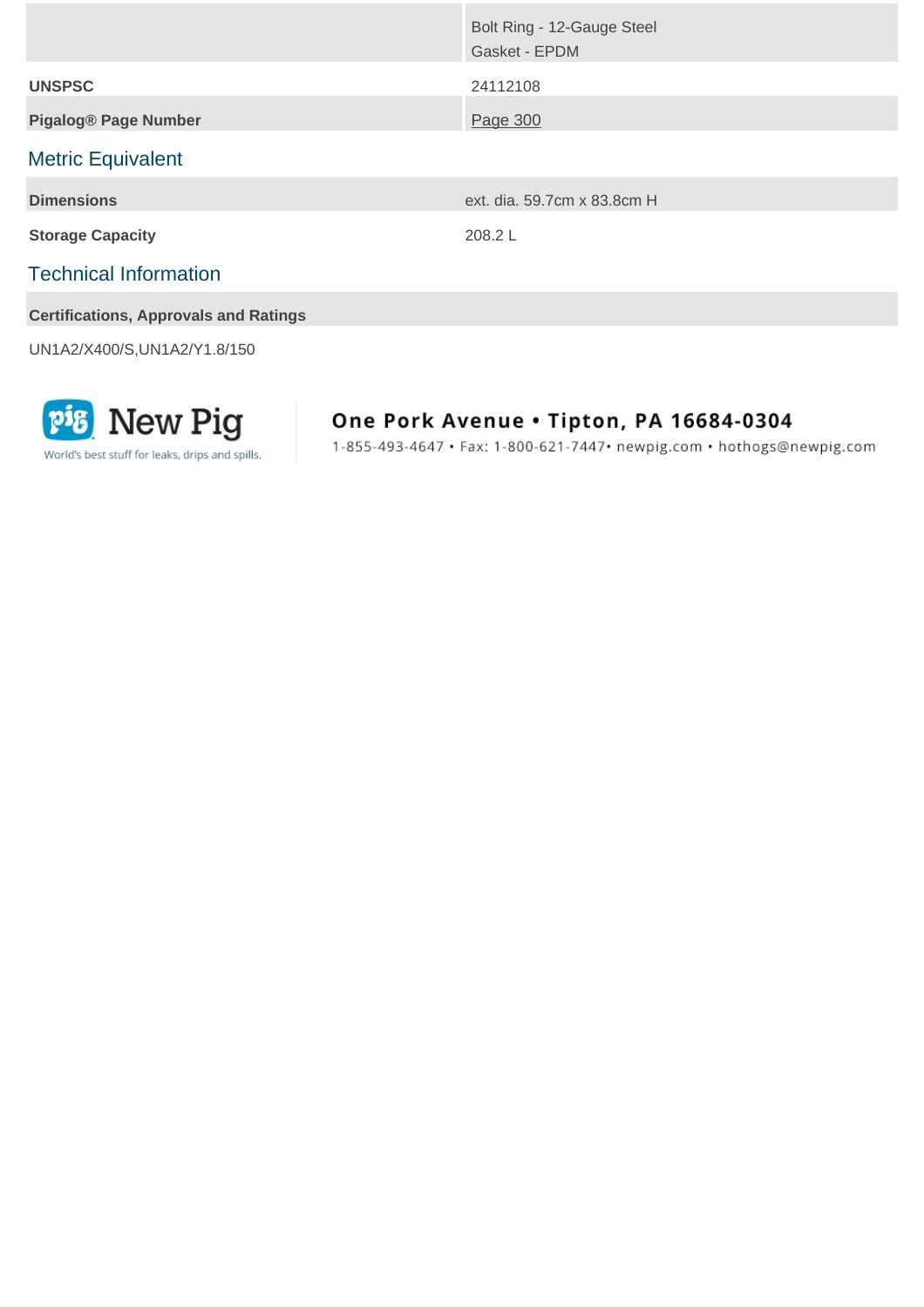| | |
|---|---|
| | Bolt Ring - 12-Gauge Steel<br>Gasket - EPDM |
| **UNSPSC** | 24112108 |
| **Pigalog® Page Number** | Page 300 |

## Metric Equivalent

| | |
|---|---|
| **Dimensions** | ext. dia. 59.7cm x 83.8cm H |
| **Storage Capacity** | 208.2 L |

## Technical Information

**Certifications, Approvals and Ratings**

UN1A2/X400/S,UN1A2/Y1.8/150

New Pig
World's best stuff for leaks, drips and spills.

**One Pork Avenue • Tipton, PA 16684-0304**
1-855-493-4647 • Fax: 1-800-621-7447• newpig.com • hothogs@newpig.com